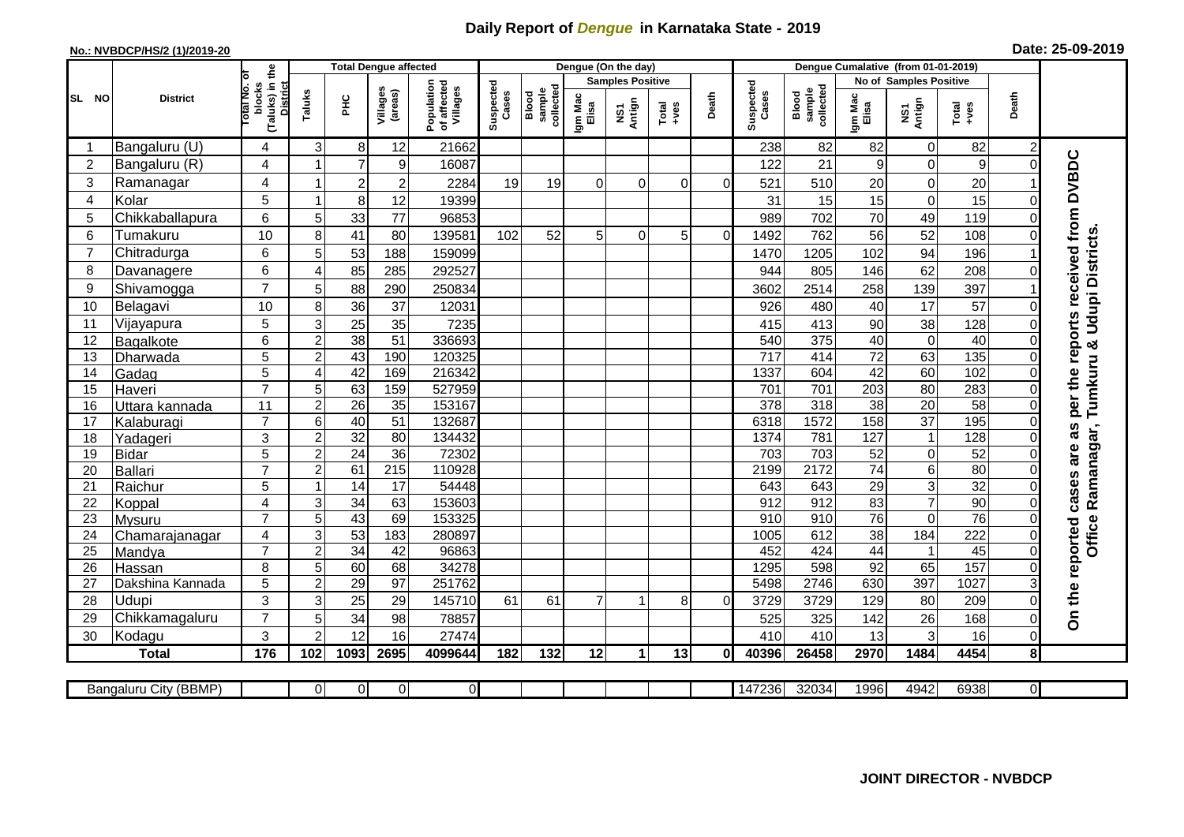# Daily Report of *Dengue* in Karnataka State - 2019

**No.: NVBDCP/HS/2 (1)/2019-20**

**Date: 25-09-2019**

| SL NO | District | Total No. of blocks (Taluks) in the District | Total Dengue affected | | | | Dengue (On the day) | | | | | | Dengue Cumalative (from 01-01-2019) | | | | | | |
|---|---|---|---|---|---|---|---|---|---|---|---|---|---|---|---|---|---|---|---|
| | | | Taluks | PHC | Villages (areas) | Population of affected Villages | Suspected Cases | Blood sample collected | Samples Positive | | | Death | Suspected Cases | Blood sample collected | No of Samples Positive | | | Death | |
| | | | | | | | | | Igm Mac Elisa | NS1 Antign | Total +ves | | | | Igm Mac Elisa | NS1 Antign | Total +ves | | |
| 1 | Bangaluru (U) | 4 | 3 | 8 | 12 | 21662 | | | | | | | 238 | 82 | 82 | 0 | 82 | 2 | On the reported cases are as per the reports received from DVBDC Office Ramanagar, Tumkuru & Udupi Districts. |
| 2 | Bangaluru (R) | 4 | 1 | 7 | 9 | 16087 | | | | | | | 122 | 21 | 9 | 0 | 9 | 0 | |
| 3 | Ramanagar | 4 | 1 | 2 | 2 | 2284 | 19 | 19 | 0 | 0 | 0 | 0 | 521 | 510 | 20 | 0 | 20 | 1 | |
| 4 | Kolar | 5 | 1 | 8 | 12 | 19399 | | | | | | | 31 | 15 | 15 | 0 | 15 | 0 | |
| 5 | Chikkaballapura | 6 | 5 | 33 | 77 | 96853 | | | | | | | 989 | 702 | 70 | 49 | 119 | 0 | |
| 6 | Tumakuru | 10 | 8 | 41 | 80 | 139581 | 102 | 52 | 5 | 0 | 5 | 0 | 1492 | 762 | 56 | 52 | 108 | 0 | |
| 7 | Chitradurga | 6 | 5 | 53 | 188 | 159099 | | | | | | | 1470 | 1205 | 102 | 94 | 196 | 1 | |
| 8 | Davanagere | 6 | 4 | 85 | 285 | 292527 | | | | | | | 944 | 805 | 146 | 62 | 208 | 0 | |
| 9 | Shivamogga | 7 | 5 | 88 | 290 | 250834 | | | | | | | 3602 | 2514 | 258 | 139 | 397 | 1 | |
| 10 | Belagavi | 10 | 8 | 36 | 37 | 12031 | | | | | | | 926 | 480 | 40 | 17 | 57 | 0 | |
| 11 | Vijayapura | 5 | 3 | 25 | 35 | 7235 | | | | | | | 415 | 413 | 90 | 38 | 128 | 0 | |
| 12 | Bagalkote | 6 | 2 | 38 | 51 | 336693 | | | | | | | 540 | 375 | 40 | 0 | 40 | 0 | |
| 13 | Dharwada | 5 | 2 | 43 | 190 | 120325 | | | | | | | 717 | 414 | 72 | 63 | 135 | 0 | |
| 14 | Gadag | 5 | 4 | 42 | 169 | 216342 | | | | | | | 1337 | 604 | 42 | 60 | 102 | 0 | |
| 15 | Haveri | 7 | 5 | 63 | 159 | 527959 | | | | | | | 701 | 701 | 203 | 80 | 283 | 0 | |
| 16 | Uttara kannada | 11 | 2 | 26 | 35 | 153167 | | | | | | | 378 | 318 | 38 | 20 | 58 | 0 | |
| 17 | Kalaburagi | 7 | 6 | 40 | 51 | 132687 | | | | | | | 6318 | 1572 | 158 | 37 | 195 | 0 | |
| 18 | Yadageri | 3 | 2 | 32 | 80 | 134432 | | | | | | | 1374 | 781 | 127 | 1 | 128 | 0 | |
| 19 | Bidar | 5 | 2 | 24 | 36 | 72302 | | | | | | | 703 | 703 | 52 | 0 | 52 | 0 | |
| 20 | Ballari | 7 | 2 | 61 | 215 | 110928 | | | | | | | 2199 | 2172 | 74 | 6 | 80 | 0 | |
| 21 | Raichur | 5 | 1 | 14 | 17 | 54448 | | | | | | | 643 | 643 | 29 | 3 | 32 | 0 | |
| 22 | Koppal | 4 | 3 | 34 | 63 | 153603 | | | | | | | 912 | 912 | 83 | 7 | 90 | 0 | |
| 23 | Mysuru | 7 | 5 | 43 | 69 | 153325 | | | | | | | 910 | 910 | 76 | 0 | 76 | 0 | |
| 24 | Chamarajanagar | 4 | 3 | 53 | 183 | 280897 | | | | | | | 1005 | 612 | 38 | 184 | 222 | 0 | |
| 25 | Mandya | 7 | 2 | 34 | 42 | 96863 | | | | | | | 452 | 424 | 44 | 1 | 45 | 0 | |
| 26 | Hassan | 8 | 5 | 60 | 68 | 34278 | | | | | | | 1295 | 598 | 92 | 65 | 157 | 0 | |
| 27 | Dakshina Kannada | 5 | 2 | 29 | 97 | 251762 | | | | | | | 5498 | 2746 | 630 | 397 | 1027 | 3 | |
| 28 | Udupi | 3 | 3 | 25 | 29 | 145710 | 61 | 61 | 7 | 1 | 8 | 0 | 3729 | 3729 | 129 | 80 | 209 | 0 | |
| 29 | Chikkamagaluru | 7 | 5 | 34 | 98 | 78857 | | | | | | | 525 | 325 | 142 | 26 | 168 | 0 | |
| 30 | Kodagu | 3 | 2 | 12 | 16 | 27474 | | | | | | | 410 | 410 | 13 | 3 | 16 | 0 | |
| | **Total** | **176** | **102** | **1093** | **2695** | **4099644** | **182** | **132** | **12** | **1** | **13** | **0** | **40396** | **26458** | **2970** | **1484** | **4454** | **8** | |

| Bangaluru City (BBMP) | | 0 | 0 | 0 | 0 | | | | | | | 147236 | 32034 | 1996 | 4942 | 6938 | 0 | |
|---|---|---|---|---|---|---|---|---|---|---|---|---|---|---|---|---|---|---|

**JOINT DIRECTOR - NVBDCP**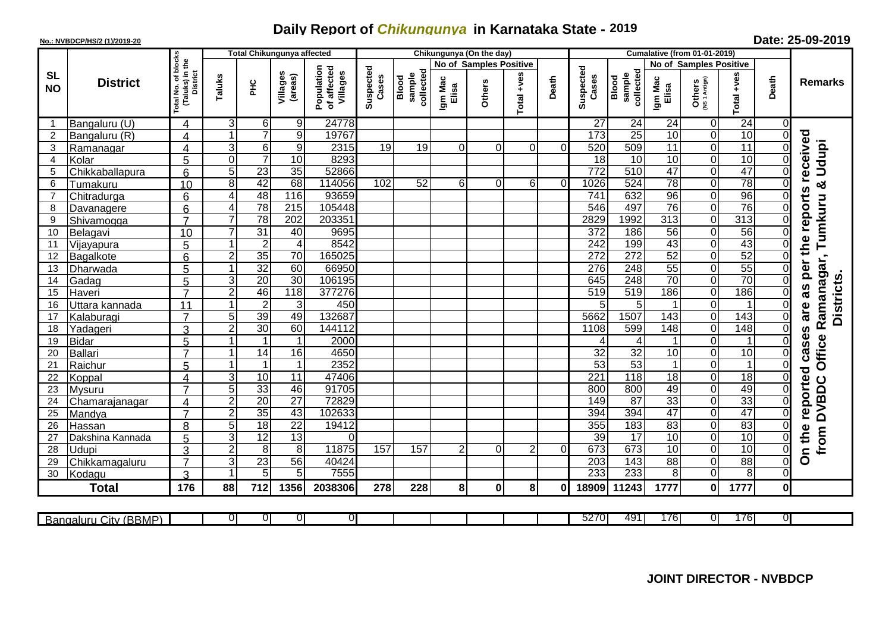# Daily Report of *Chikungunya* in Karnataka State - 2019

**No.: NVBDCP/HS/2 (1)/2019-20**

**Date: 25-09-2019**

| SL NO | District | Total No. of blocks (Taluks) in the District | Total Chikungunya affected | | | | Chikungunya (On the day) | | | | | | | Cumalative (from 01-01-2019) | | | | | | | Remarks |
|---|---|---|---|---|---|---|---|---|---|---|---|---|---|---|---|---|---|---|---|---|---|
| | | | Taluks | PHC | Villages (areas) | Population of affected Villages | Suspected Cases | Blood sample collected | No of Samples Positive | | | Death | Suspected Cases | Blood sample collected | No of Samples Positive | | | Death | |
| | | | | | | | | | Igm Mac Elisa | Others | Total +ves | | | | Igm Mac Elisa | Others (NS 1 Antign) | Total +ves | | |
| 1 | Bangaluru (U) | 4 | 3 | 6 | 9 | 24778 | | | | | | | 27 | 24 | 24 | 0 | 24 | 0 | On the reported cases are as per the reports received from DVBDC Office Ramanagar, Tumkuru & Udupi Districts. |
| 2 | Bangaluru (R) | 4 | 1 | 7 | 9 | 19767 | | | | | | | 173 | 25 | 10 | 0 | 10 | 0 | |
| 3 | Ramanagar | 4 | 3 | 6 | 9 | 2315 | 19 | 19 | 0 | 0 | 0 | 0 | 520 | 509 | 11 | 0 | 11 | 0 | |
| 4 | Kolar | 5 | 0 | 7 | 10 | 8293 | | | | | | | 18 | 10 | 10 | 0 | 10 | 0 | |
| 5 | Chikkaballapura | 6 | 5 | 23 | 35 | 52866 | | | | | | | 772 | 510 | 47 | 0 | 47 | 0 | |
| 6 | Tumakuru | 10 | 8 | 42 | 68 | 114056 | 102 | 52 | 6 | 0 | 6 | 0 | 1026 | 524 | 78 | 0 | 78 | 0 | |
| 7 | Chitradurga | 6 | 4 | 48 | 116 | 93659 | | | | | | | 741 | 632 | 96 | 0 | 96 | 0 | |
| 8 | Davanagere | 6 | 4 | 78 | 215 | 105448 | | | | | | | 546 | 497 | 76 | 0 | 76 | 0 | |
| 9 | Shivamogga | 7 | 7 | 78 | 202 | 203351 | | | | | | | 2829 | 1992 | 313 | 0 | 313 | 0 | |
| 10 | Belagavi | 10 | 7 | 31 | 40 | 9695 | | | | | | | 372 | 186 | 56 | 0 | 56 | 0 | |
| 11 | Vijayapura | 5 | 1 | 2 | 4 | 8542 | | | | | | | 242 | 199 | 43 | 0 | 43 | 0 | |
| 12 | Bagalkote | 6 | 2 | 35 | 70 | 165025 | | | | | | | 272 | 272 | 52 | 0 | 52 | 0 | |
| 13 | Dharwada | 5 | 1 | 32 | 60 | 66950 | | | | | | | 276 | 248 | 55 | 0 | 55 | 0 | |
| 14 | Gadag | 5 | 3 | 20 | 30 | 106195 | | | | | | | 645 | 248 | 70 | 0 | 70 | 0 | |
| 15 | Haveri | 7 | 2 | 46 | 118 | 377276 | | | | | | | 519 | 519 | 186 | 0 | 186 | 0 | |
| 16 | Uttara kannada | 11 | 1 | 2 | 3 | 450 | | | | | | | 5 | 5 | 1 | 0 | 1 | 0 | |
| 17 | Kalaburagi | 7 | 5 | 39 | 49 | 132687 | | | | | | | 5662 | 1507 | 143 | 0 | 143 | 0 | |
| 18 | Yadageri | 3 | 2 | 30 | 60 | 144112 | | | | | | | 1108 | 599 | 148 | 0 | 148 | 0 | |
| 19 | Bidar | 5 | 1 | 1 | 1 | 2000 | | | | | | | 4 | 4 | 1 | 0 | 1 | 0 | |
| 20 | Ballari | 7 | 1 | 14 | 16 | 4650 | | | | | | | 32 | 32 | 10 | 0 | 10 | 0 | |
| 21 | Raichur | 5 | 1 | 1 | 1 | 2352 | | | | | | | 53 | 53 | 1 | 0 | 1 | 0 | |
| 22 | Koppal | 4 | 3 | 10 | 11 | 47406 | | | | | | | 221 | 118 | 18 | 0 | 18 | 0 | |
| 23 | Mysuru | 7 | 5 | 33 | 46 | 91705 | | | | | | | 800 | 800 | 49 | 0 | 49 | 0 | |
| 24 | Chamarajanagar | 4 | 2 | 20 | 27 | 72829 | | | | | | | 149 | 87 | 33 | 0 | 33 | 0 | |
| 25 | Mandya | 7 | 2 | 35 | 43 | 102633 | | | | | | | 394 | 394 | 47 | 0 | 47 | 0 | |
| 26 | Hassan | 8 | 5 | 18 | 22 | 19412 | | | | | | | 355 | 183 | 83 | 0 | 83 | 0 | |
| 27 | Dakshina Kannada | 5 | 3 | 12 | 13 | 0 | | | | | | | 39 | 17 | 10 | 0 | 10 | 0 | |
| 28 | Udupi | 3 | 2 | 8 | 8 | 11875 | 157 | 157 | 2 | 0 | 2 | 0 | 673 | 673 | 10 | 0 | 10 | 0 | |
| 29 | Chikkamagaluru | 7 | 3 | 23 | 56 | 40424 | | | | | | | 203 | 143 | 88 | 0 | 88 | 0 | |
| 30 | Kodagu | 3 | 1 | 5 | 5 | 7555 | | | | | | | 233 | 233 | 8 | 0 | 8 | 0 | |
| | **Total** | **176** | **88** | **712** | **1356** | **2038306** | **278** | **228** | **8** | **0** | **8** | **0** | **18909** | **11243** | **1777** | **0** | **1777** | **0** | |

| | | | | | | | | | | | | | | | | | |
|---|---|---|---|---|---|---|---|---|---|---|---|---|---|---|---|---|---|
| Bangaluru City (BBMP) | | 0 | 0 | 0 | 0 | | | | | | | 5270 | 491 | 176 | 0 | 176 | 0 |

**JOINT DIRECTOR - NVBDCP**